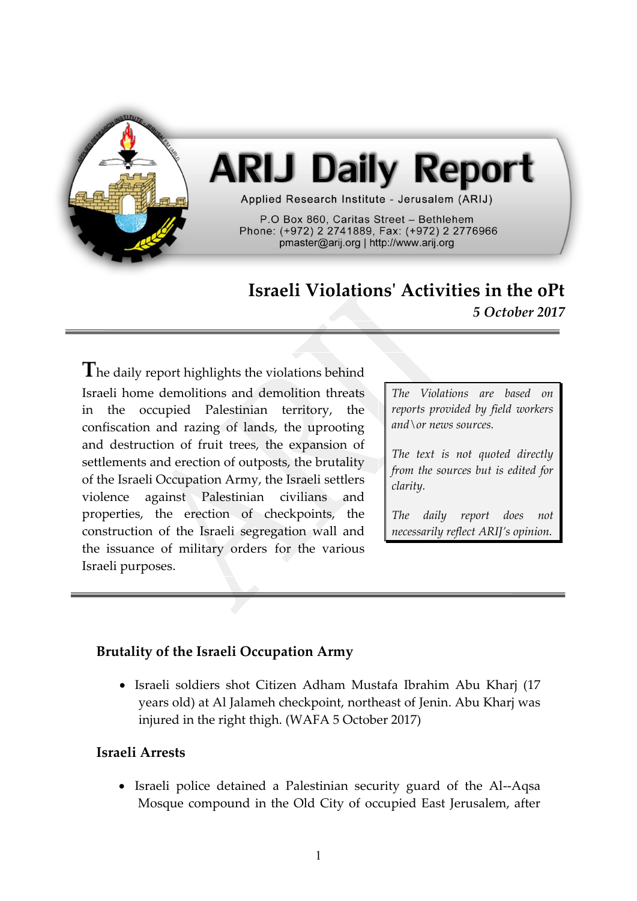# ARIJ Daily Report

Applied Research Institute - Jerusalem (ARIJ)

P.O Box 860, Caritas Street – Bethlehem
Phone: (+972) 2 2741889, Fax: (+972) 2 2776966
pmaster@arij.org | http://www.arij.org

## Israeli Violations' Activities in the oPt

*5 October 2017*

The daily report highlights the violations behind Israeli home demolitions and demolition threats in the occupied Palestinian territory, the confiscation and razing of lands, the uprooting and destruction of fruit trees, the expansion of settlements and erection of outposts, the brutality of the Israeli Occupation Army, the Israeli settlers violence against Palestinian civilians and properties, the erection of checkpoints, the construction of the Israeli segregation wall and the issuance of military orders for the various Israeli purposes.

*The Violations are based on reports provided by field workers and\or news sources.*

*The text is not quoted directly from the sources but is edited for clarity.*

*The daily report does not necessarily reflect ARIJ's opinion.*

### Brutality of the Israeli Occupation Army

- Israeli soldiers shot Citizen Adham Mustafa Ibrahim Abu Kharj (17 years old) at Al Jalameh checkpoint, northeast of Jenin. Abu Kharj was injured in the right thigh. (WAFA 5 October 2017)

### Israeli Arrests

- Israeli police detained a Palestinian security guard of the Al--Aqsa Mosque compound in the Old City of occupied East Jerusalem, after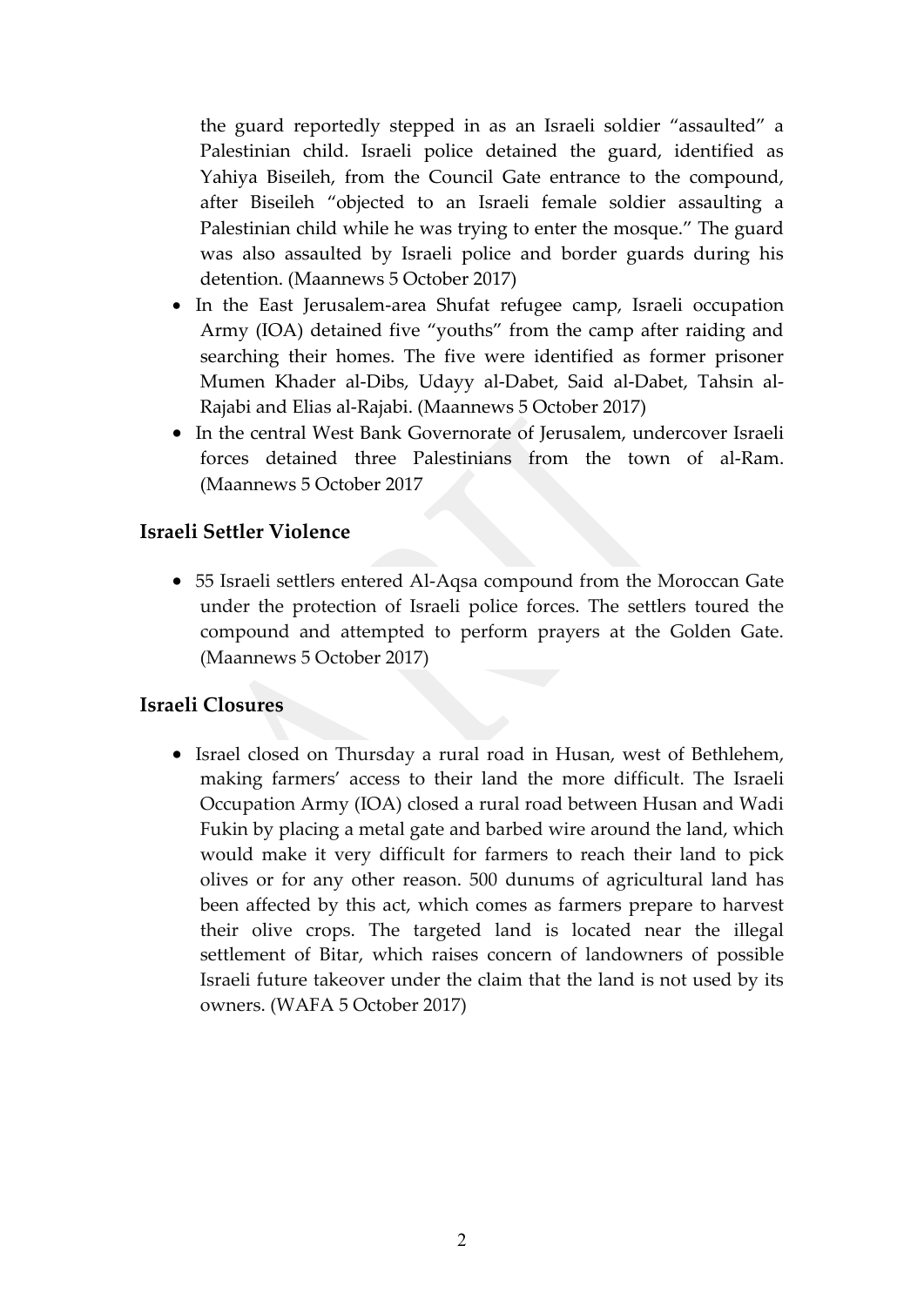the guard reportedly stepped in as an Israeli soldier "assaulted" a Palestinian child. Israeli police detained the guard, identified as Yahiya Biseileh, from the Council Gate entrance to the compound, after Biseileh "objected to an Israeli female soldier assaulting a Palestinian child while he was trying to enter the mosque." The guard was also assaulted by Israeli police and border guards during his detention. (Maannews 5 October 2017)

- In the East Jerusalem-area Shufat refugee camp, Israeli occupation Army (IOA) detained five "youths" from the camp after raiding and searching their homes. The five were identified as former prisoner Mumen Khader al-Dibs, Udayy al-Dabet, Said al-Dabet, Tahsin al-Rajabi and Elias al-Rajabi. (Maannews 5 October 2017)
- In the central West Bank Governorate of Jerusalem, undercover Israeli forces detained three Palestinians from the town of al-Ram. (Maannews 5 October 2017

### Israeli Settler Violence

- 55 Israeli settlers entered Al-Aqsa compound from the Moroccan Gate under the protection of Israeli police forces. The settlers toured the compound and attempted to perform prayers at the Golden Gate. (Maannews 5 October 2017)

### Israeli Closures

- Israel closed on Thursday a rural road in Husan, west of Bethlehem, making farmers' access to their land the more difficult. The Israeli Occupation Army (IOA) closed a rural road between Husan and Wadi Fukin by placing a metal gate and barbed wire around the land, which would make it very difficult for farmers to reach their land to pick olives or for any other reason. 500 dunums of agricultural land has been affected by this act, which comes as farmers prepare to harvest their olive crops. The targeted land is located near the illegal settlement of Bitar, which raises concern of landowners of possible Israeli future takeover under the claim that the land is not used by its owners. (WAFA 5 October 2017)